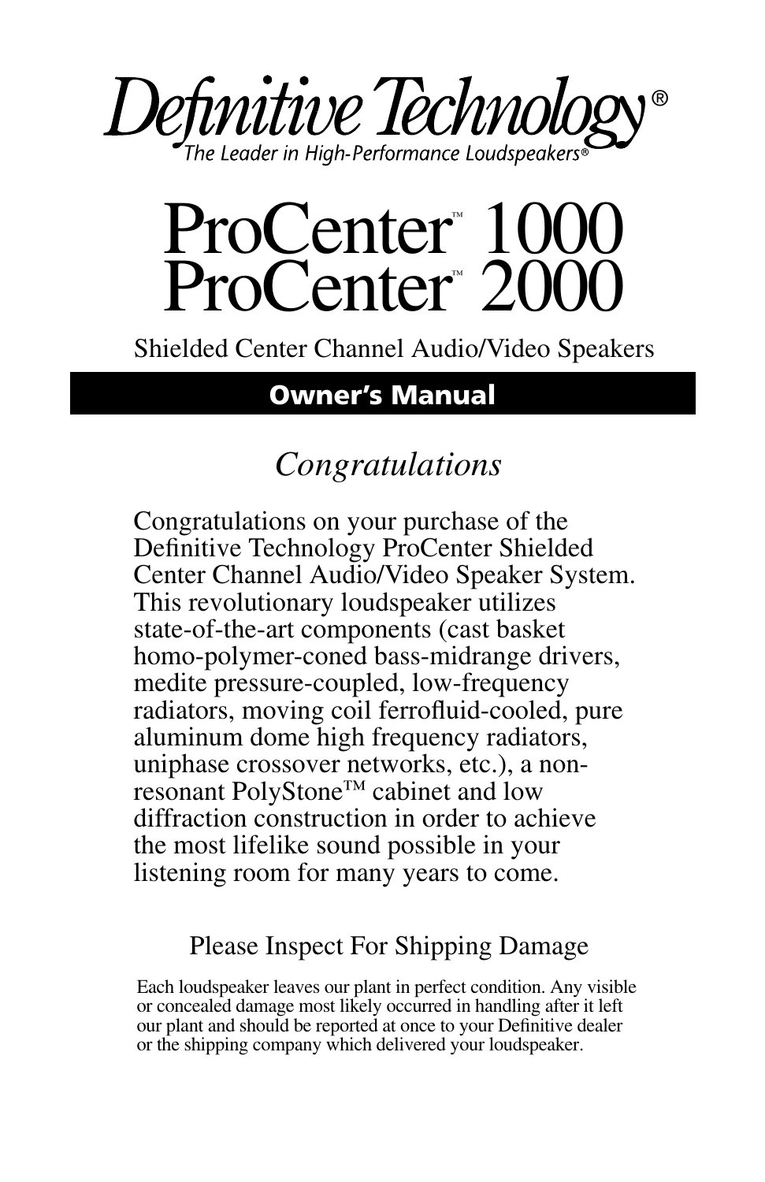# Definitive Technology®

*The Leader in High-Performance Loudspeakers®*

# ProCenter™ 1000
# ProCenter™ 2000

Shielded Center Channel Audio/Video Speakers

**Owner's Manual**

## *Congratulations*

Congratulations on your purchase of the Definitive Technology ProCenter Shielded Center Channel Audio/Video Speaker System. This revolutionary loudspeaker utilizes state-of-the-art components (cast basket homo-polymer-coned bass-midrange drivers, medite pressure-coupled, low-frequency radiators, moving coil ferrofluid-cooled, pure aluminum dome high frequency radiators, uniphase crossover networks, etc.), a non-resonant PolyStone™ cabinet and low diffraction construction in order to achieve the most lifelike sound possible in your listening room for many years to come.

### Please Inspect For Shipping Damage

Each loudspeaker leaves our plant in perfect condition. Any visible or concealed damage most likely occurred in handling after it left our plant and should be reported at once to your Definitive dealer or the shipping company which delivered your loudspeaker.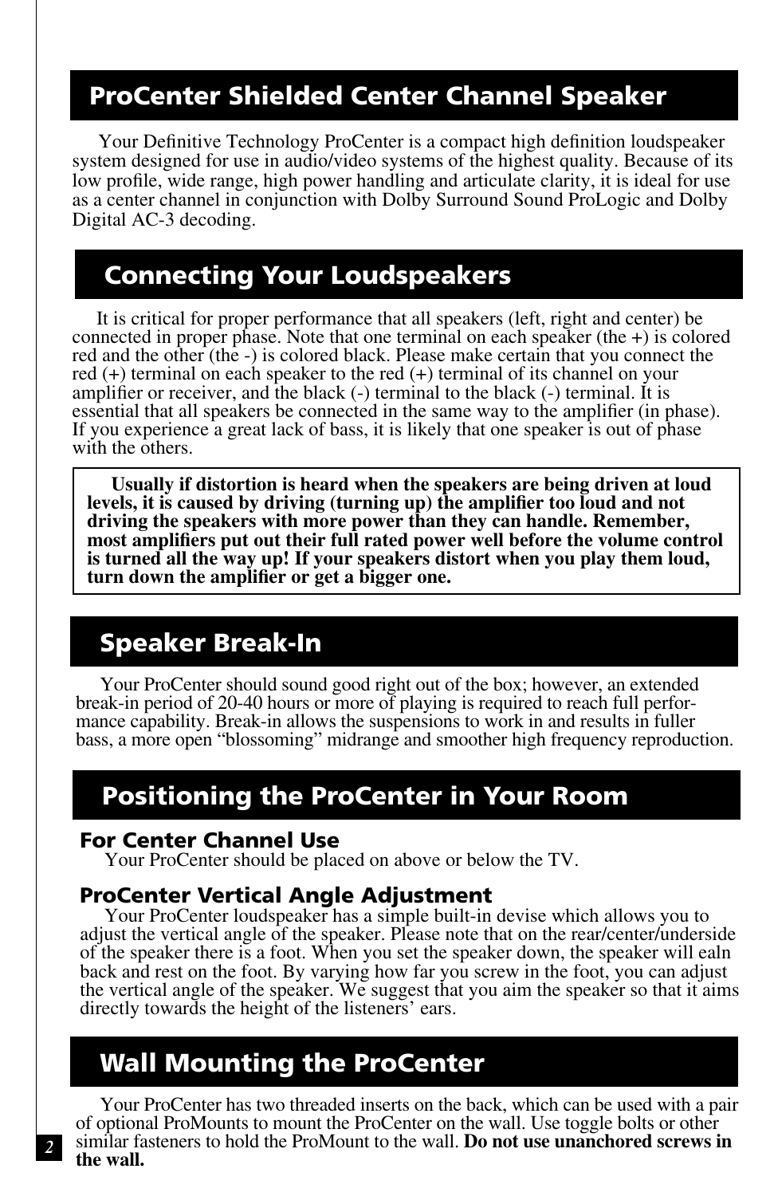## ProCenter Shielded Center Channel Speaker

Your Definitive Technology ProCenter is a compact high definition loudspeaker system designed for use in audio/video systems of the highest quality. Because of its low profile, wide range, high power handling and articulate clarity, it is ideal for use as a center channel in conjunction with Dolby Surround Sound ProLogic and Dolby Digital AC-3 decoding.

## Connecting Your Loudspeakers

It is critical for proper performance that all speakers (left, right and center) be connected in proper phase. Note that one terminal on each speaker (the +) is colored red and the other (the -) is colored black. Please make certain that you connect the red (+) terminal on each speaker to the red (+) terminal of its channel on your amplifier or receiver, and the black (-) terminal to the black (-) terminal. It is essential that all speakers be connected in the same way to the amplifier (in phase). If you experience a great lack of bass, it is likely that one speaker is out of phase with the others.

**Usually if distortion is heard when the speakers are being driven at loud levels, it is caused by driving (turning up) the amplifier too loud and not driving the speakers with more power than they can handle. Remember, most amplifiers put out their full rated power well before the volume control is turned all the way up! If your speakers distort when you play them loud, turn down the amplifier or get a bigger one.**

## Speaker Break-In

Your ProCenter should sound good right out of the box; however, an extended break-in period of 20-40 hours or more of playing is required to reach full performance capability. Break-in allows the suspensions to work in and results in fuller bass, a more open "blossoming" midrange and smoother high frequency reproduction.

## Positioning the ProCenter in Your Room

### For Center Channel Use

Your ProCenter should be placed on above or below the TV.

### ProCenter Vertical Angle Adjustment

Your ProCenter loudspeaker has a simple built-in devise which allows you to adjust the vertical angle of the speaker. Please note that on the rear/center/underside of the speaker there is a foot. When you set the speaker down, the speaker will ealn back and rest on the foot. By varying how far you screw in the foot, you can adjust the vertical angle of the speaker. We suggest that you aim the speaker so that it aims directly towards the height of the listeners' ears.

## Wall Mounting the ProCenter

Your ProCenter has two threaded inserts on the back, which can be used with a pair of optional ProMounts to mount the ProCenter on the wall. Use toggle bolts or other similar fasteners to hold the ProMount to the wall. **Do not use unanchored screws in the wall.**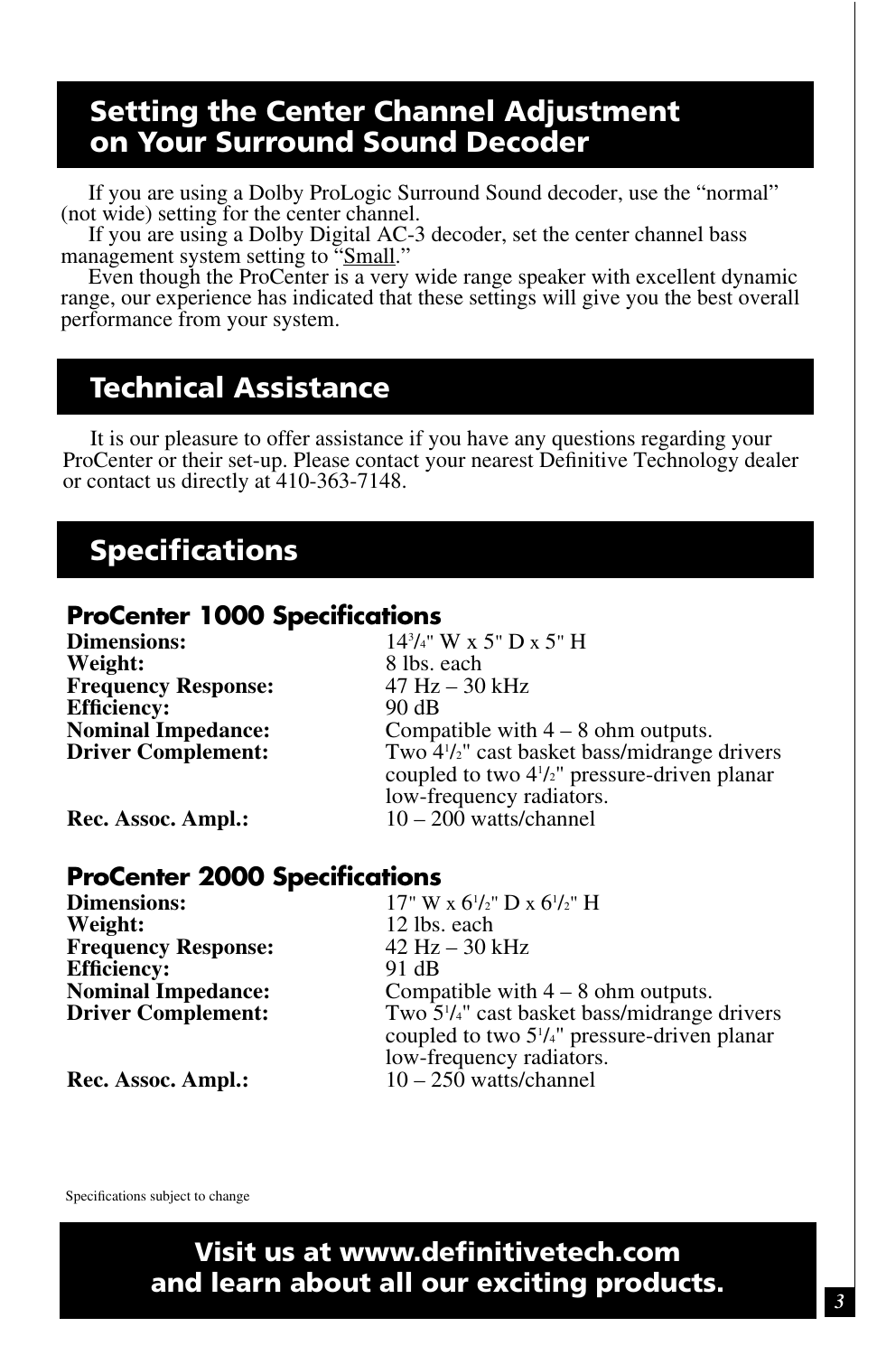## Setting the Center Channel Adjustment on Your Surround Sound Decoder

If you are using a Dolby ProLogic Surround Sound decoder, use the “normal” (not wide) setting for the center channel.

If you are using a Dolby Digital AC-3 decoder, set the center channel bass management system setting to “Small.”

Even though the ProCenter is a very wide range speaker with excellent dynamic range, our experience has indicated that these settings will give you the best overall performance from your system.

## Technical Assistance

It is our pleasure to offer assistance if you have any questions regarding your ProCenter or their set-up. Please contact your nearest Definitive Technology dealer or contact us directly at 410-363-7148.

## Specifications

### ProCenter 1000 Specifications

| | |
|---|---|
| **Dimensions:** | 14 3/4" W x 5" D x 5" H |
| **Weight:** | 8 lbs. each |
| **Frequency Response:** | 47 Hz – 30 kHz |
| **Efficiency:** | 90 dB |
| **Nominal Impedance:** | Compatible with 4 – 8 ohm outputs. |
| **Driver Complement:** | Two 4 1/2" cast basket bass/midrange drivers coupled to two 4 1/2" pressure-driven planar low-frequency radiators. |
| **Rec. Assoc. Ampl.:** | 10 – 200 watts/channel |

### ProCenter 2000 Specifications

| | |
|---|---|
| **Dimensions:** | 17" W x 6 1/2" D x 6 1/2" H |
| **Weight:** | 12 lbs. each |
| **Frequency Response:** | 42 Hz – 30 kHz |
| **Efficiency:** | 91 dB |
| **Nominal Impedance:** | Compatible with 4 – 8 ohm outputs. |
| **Driver Complement:** | Two 5 1/4" cast basket bass/midrange drivers coupled to two 5 1/4" pressure-driven planar low-frequency radiators. |
| **Rec. Assoc. Ampl.:** | 10 – 250 watts/channel |

Specifications subject to change

**Visit us at www.definitivetech.com and learn about all our exciting products.**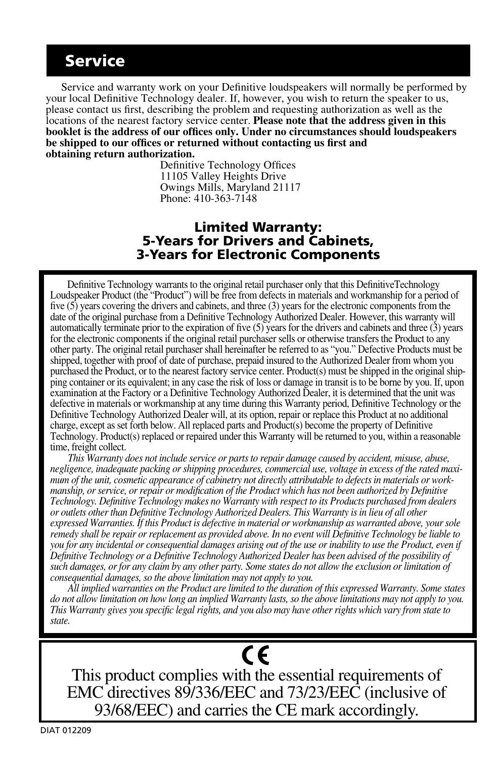## Service

Service and warranty work on your Definitive loudspeakers will normally be performed by your local Definitive Technology dealer. If, however, you wish to return the speaker to us, please contact us first, describing the problem and requesting authorization as well as the locations of the nearest factory service center. **Please note that the address given in this booklet is the address of our offices only. Under no circumstances should loudspeakers be shipped to our offices or returned without contacting us first and obtaining return authorization.**

Definitive Technology Offices
11105 Valley Heights Drive
Owings Mills, Maryland 21117
Phone: 410-363-7148

### Limited Warranty:
### 5-Years for Drivers and Cabinets,
### 3-Years for Electronic Components

Definitive Technology warrants to the original retail purchaser only that this DefinitiveTechnology Loudspeaker Product (the "Product") will be free from defects in materials and workmanship for a period of five (5) years covering the drivers and cabinets, and three (3) years for the electronic components from the date of the original purchase from a Definitive Technology Authorized Dealer. However, this warranty will automatically terminate prior to the expiration of five (5) years for the drivers and cabinets and three (3) years for the electronic components if the original retail purchaser sells or otherwise transfers the Product to any other party. The original retail purchaser shall hereinafter be referred to as "you." Defective Products must be shipped, together with proof of date of purchase, prepaid insured to the Authorized Dealer from whom you purchased the Product, or to the nearest factory service center. Product(s) must be shipped in the original shipping container or its equivalent; in any case the risk of loss or damage in transit is to be borne by you. If, upon examination at the Factory or a Definitive Technology Authorized Dealer, it is determined that the unit was defective in materials or workmanship at any time during this Warranty period, Definitive Technology or the Definitive Technology Authorized Dealer will, at its option, repair or replace this Product at no additional charge, except as set forth below. All replaced parts and Product(s) become the property of Definitive Technology. Product(s) replaced or repaired under this Warranty will be returned to you, within a reasonable time, freight collect.

*This Warranty does not include service or parts to repair damage caused by accident, misuse, abuse, negligence, inadequate packing or shipping procedures, commercial use, voltage in excess of the rated maximum of the unit, cosmetic appearance of cabinetry not directly attributable to defects in materials or workmanship, or service, or repair or modification of the Product which has not been authorized by Definitive Technology. Definitive Technology makes no Warranty with respect to its Products purchased from dealers or outlets other than Definitive Technology Authorized Dealers. This Warranty is in lieu of all other expressed Warranties. If this Product is defective in material or workmanship as warranted above, your sole remedy shall be repair or replacement as provided above. In no event will Definitive Technology be liable to you for any incidental or consequential damages arising out of the use or inability to use the Product, even if Definitive Technology or a Definitive Technology Authorized Dealer has been advised of the possibility of such damages, or for any claim by any other party. Some states do not allow the exclusion or limitation of consequential damages, so the above limitation may not apply to you.*

*All implied warranties on the Product are limited to the duration of this expressed Warranty. Some states do not allow limitation on how long an implied Warranty lasts, so the above limitations may not apply to you. This Warranty gives you specific legal rights, and you also may have other rights which vary from state to state.*

CE

This product complies with the essential requirements of EMC directives 89/336/EEC and 73/23/EEC (inclusive of 93/68/EEC) and carries the CE mark accordingly.

DIAT 012209